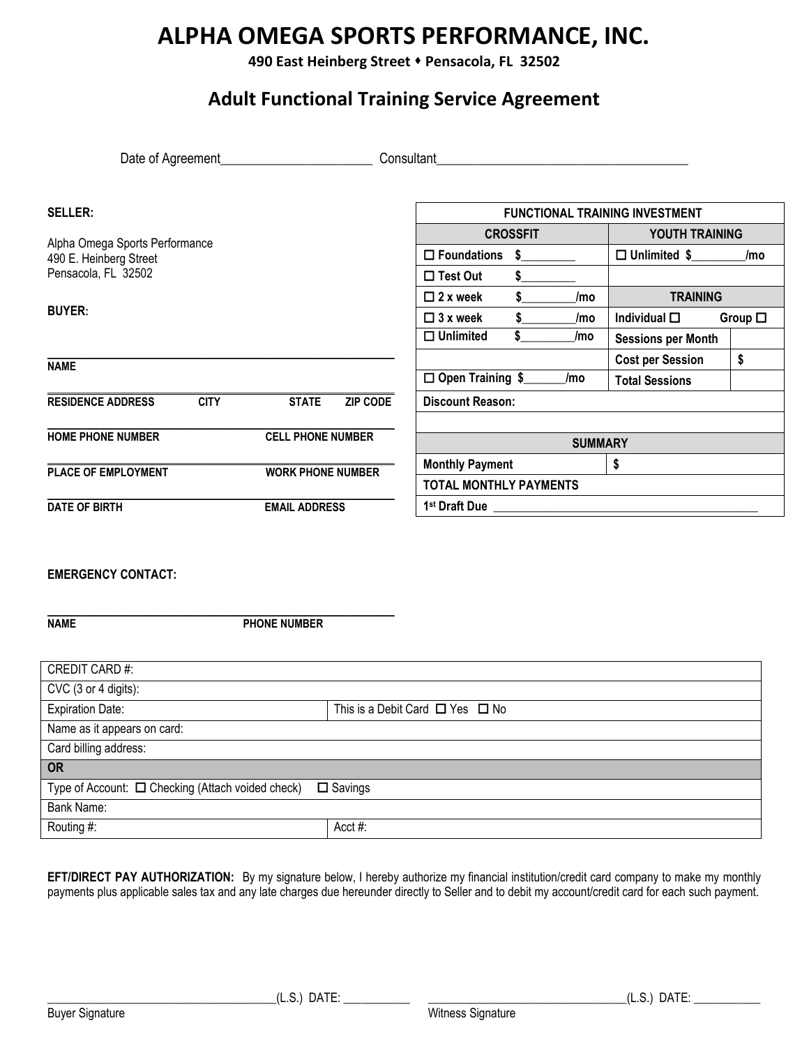# ALPHA OMEGA SPORTS PERFORMANCE, INC.

**490 East Heinberg Street ⬩ Pensacola, FL 32502**

## Adult Functional Training Service Agreement

Date of Agreement_______________________ Consultant_______________________________________

**SELLER:**

Alpha Omega Sports Performance
490 E. Heinberg Street
Pensacola, FL 32502

**BUYER:**

______________________________________________________
**NAME**

______________________________________________________
**RESIDENCE ADDRESS** **CITY** **STATE** **ZIP CODE**

______________________________________________________
**HOME PHONE NUMBER** **CELL PHONE NUMBER**

______________________________________________________
**PLACE OF EMPLOYMENT** **WORK PHONE NUMBER**

______________________________________________________
**DATE OF BIRTH** **EMAIL ADDRESS**

| **FUNCTIONAL TRAINING INVESTMENT** | | |
|---|---|---|
| **CROSSFIT** | **YOUTH TRAINING** | |
| ☐ **Foundations $________** | ☐ **Unlimited $________/mo** | |
| ☐ **Test Out $________** | | |
| ☐ **2 x week $________/mo** | **TRAINING** | |
| ☐ **3 x week $________/mo** | **Individual** ☐ **Group** ☐ | |
| ☐ **Unlimited $________/mo** | **Sessions per Month** | |
| | **Cost per Session** | **$** |
| ☐ **Open Training $_______/mo** | **Total Sessions** | |
| **Discount Reason:** | | |
| | | |
| **SUMMARY** | | |
| **Monthly Payment** | **$** | |
| **TOTAL MONTHLY PAYMENTS** | | |
| **1st Draft Due** ____________________________________________ | | |

**EMERGENCY CONTACT:**

______________________________________________________
**NAME** **PHONE NUMBER**

| CREDIT CARD #: | |
|---|---|
| CVC (3 or 4 digits): | |
| Expiration Date: | This is a Debit Card ☐ Yes ☐ No |
| Name as it appears on card: | |
| Card billing address: | |
| **OR** | |
| Type of Account: ☐ Checking (Attach voided check) ☐ Savings | |
| Bank Name: | |
| Routing #: | Acct #: |

**EFT/DIRECT PAY AUTHORIZATION:** By my signature below, I hereby authorize my financial institution/credit card company to make my monthly payments plus applicable sales tax and any late charges due hereunder directly to Seller and to debit my account/credit card for each such payment.

______________________________________(L.S.) DATE: ___________ _________________________________(L.S.) DATE: ___________

Buyer Signature Witness Signature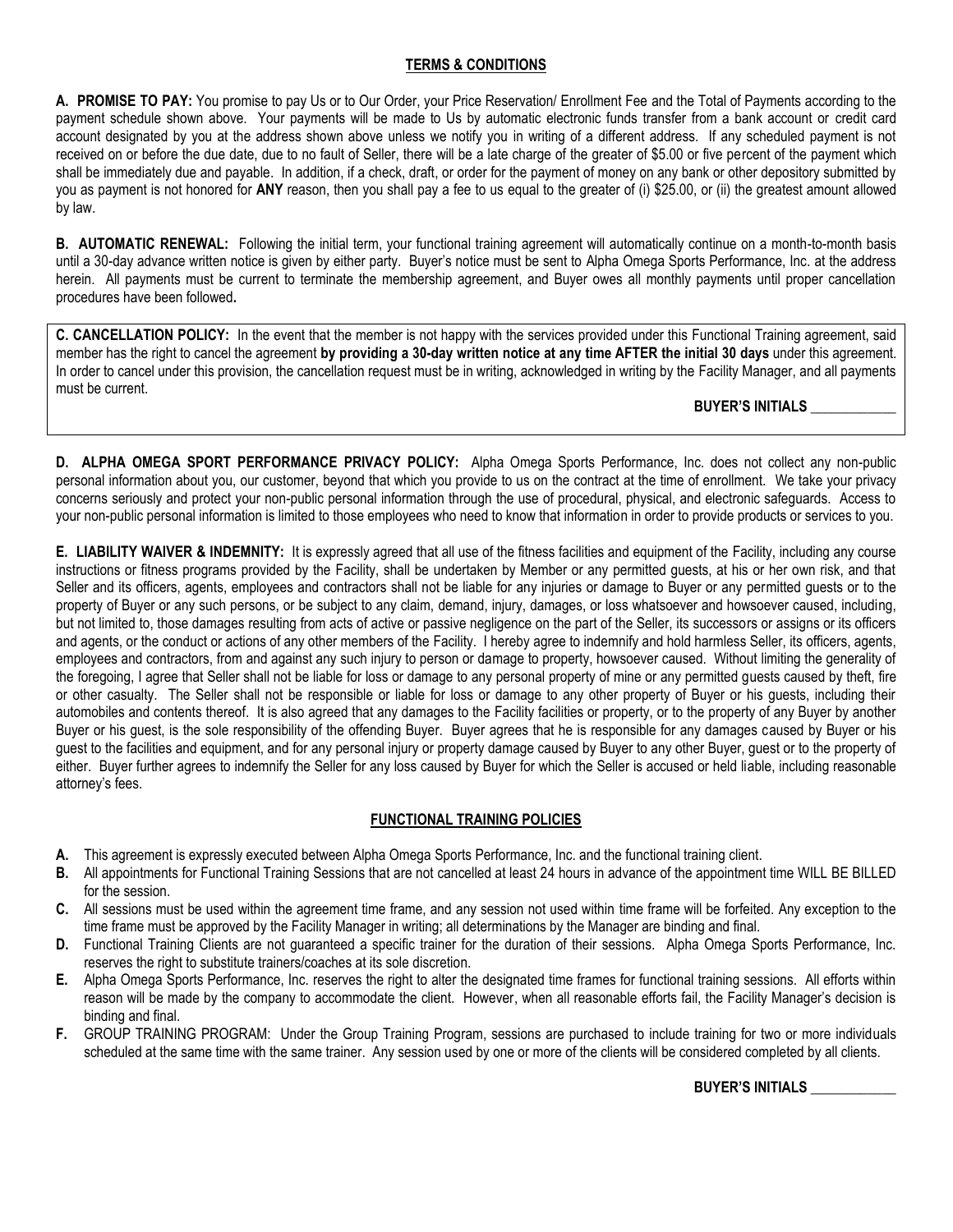## TERMS & CONDITIONS

**A. PROMISE TO PAY:** You promise to pay Us or to Our Order, your Price Reservation/ Enrollment Fee and the Total of Payments according to the payment schedule shown above. Your payments will be made to Us by automatic electronic funds transfer from a bank account or credit card account designated by you at the address shown above unless we notify you in writing of a different address. If any scheduled payment is not received on or before the due date, due to no fault of Seller, there will be a late charge of the greater of $5.00 or five percent of the payment which shall be immediately due and payable. In addition, if a check, draft, or order for the payment of money on any bank or other depository submitted by you as payment is not honored for **ANY** reason, then you shall pay a fee to us equal to the greater of (i) $25.00, or (ii) the greatest amount allowed by law.

**B. AUTOMATIC RENEWAL:** Following the initial term, your functional training agreement will automatically continue on a month-to-month basis until a 30-day advance written notice is given by either party. Buyer's notice must be sent to Alpha Omega Sports Performance, Inc. at the address herein. All payments must be current to terminate the membership agreement, and Buyer owes all monthly payments until proper cancellation procedures have been followed**.**

**C. CANCELLATION POLICY:** In the event that the member is not happy with the services provided under this Functional Training agreement, said member has the right to cancel the agreement **by providing a 30-day written notice at any time AFTER the initial 30 days** under this agreement. In order to cancel under this provision, the cancellation request must be in writing, acknowledged in writing by the Facility Manager, and all payments must be current.

**BUYER'S INITIALS** ____________

**D. ALPHA OMEGA SPORT PERFORMANCE PRIVACY POLICY:** Alpha Omega Sports Performance, Inc. does not collect any non-public personal information about you, our customer, beyond that which you provide to us on the contract at the time of enrollment. We take your privacy concerns seriously and protect your non-public personal information through the use of procedural, physical, and electronic safeguards. Access to your non-public personal information is limited to those employees who need to know that information in order to provide products or services to you.

**E. LIABILITY WAIVER & INDEMNITY:** It is expressly agreed that all use of the fitness facilities and equipment of the Facility, including any course instructions or fitness programs provided by the Facility, shall be undertaken by Member or any permitted guests, at his or her own risk, and that Seller and its officers, agents, employees and contractors shall not be liable for any injuries or damage to Buyer or any permitted guests or to the property of Buyer or any such persons, or be subject to any claim, demand, injury, damages, or loss whatsoever and howsoever caused, including, but not limited to, those damages resulting from acts of active or passive negligence on the part of the Seller, its successors or assigns or its officers and agents, or the conduct or actions of any other members of the Facility. I hereby agree to indemnify and hold harmless Seller, its officers, agents, employees and contractors, from and against any such injury to person or damage to property, howsoever caused. Without limiting the generality of the foregoing, I agree that Seller shall not be liable for loss or damage to any personal property of mine or any permitted guests caused by theft, fire or other casualty. The Seller shall not be responsible or liable for loss or damage to any other property of Buyer or his guests, including their automobiles and contents thereof. It is also agreed that any damages to the Facility facilities or property, or to the property of any Buyer by another Buyer or his guest, is the sole responsibility of the offending Buyer. Buyer agrees that he is responsible for any damages caused by Buyer or his guest to the facilities and equipment, and for any personal injury or property damage caused by Buyer to any other Buyer, guest or to the property of either. Buyer further agrees to indemnify the Seller for any loss caused by Buyer for which the Seller is accused or held liable, including reasonable attorney's fees.

## FUNCTIONAL TRAINING POLICIES

- **A.** This agreement is expressly executed between Alpha Omega Sports Performance, Inc. and the functional training client.
- **B.** All appointments for Functional Training Sessions that are not cancelled at least 24 hours in advance of the appointment time WILL BE BILLED for the session.
- **C.** All sessions must be used within the agreement time frame, and any session not used within time frame will be forfeited. Any exception to the time frame must be approved by the Facility Manager in writing; all determinations by the Manager are binding and final.
- **D.** Functional Training Clients are not guaranteed a specific trainer for the duration of their sessions. Alpha Omega Sports Performance, Inc. reserves the right to substitute trainers/coaches at its sole discretion.
- **E.** Alpha Omega Sports Performance, Inc. reserves the right to alter the designated time frames for functional training sessions. All efforts within reason will be made by the company to accommodate the client. However, when all reasonable efforts fail, the Facility Manager's decision is binding and final.
- **F.** GROUP TRAINING PROGRAM: Under the Group Training Program, sessions are purchased to include training for two or more individuals scheduled at the same time with the same trainer. Any session used by one or more of the clients will be considered completed by all clients.

**BUYER'S INITIALS** ____________